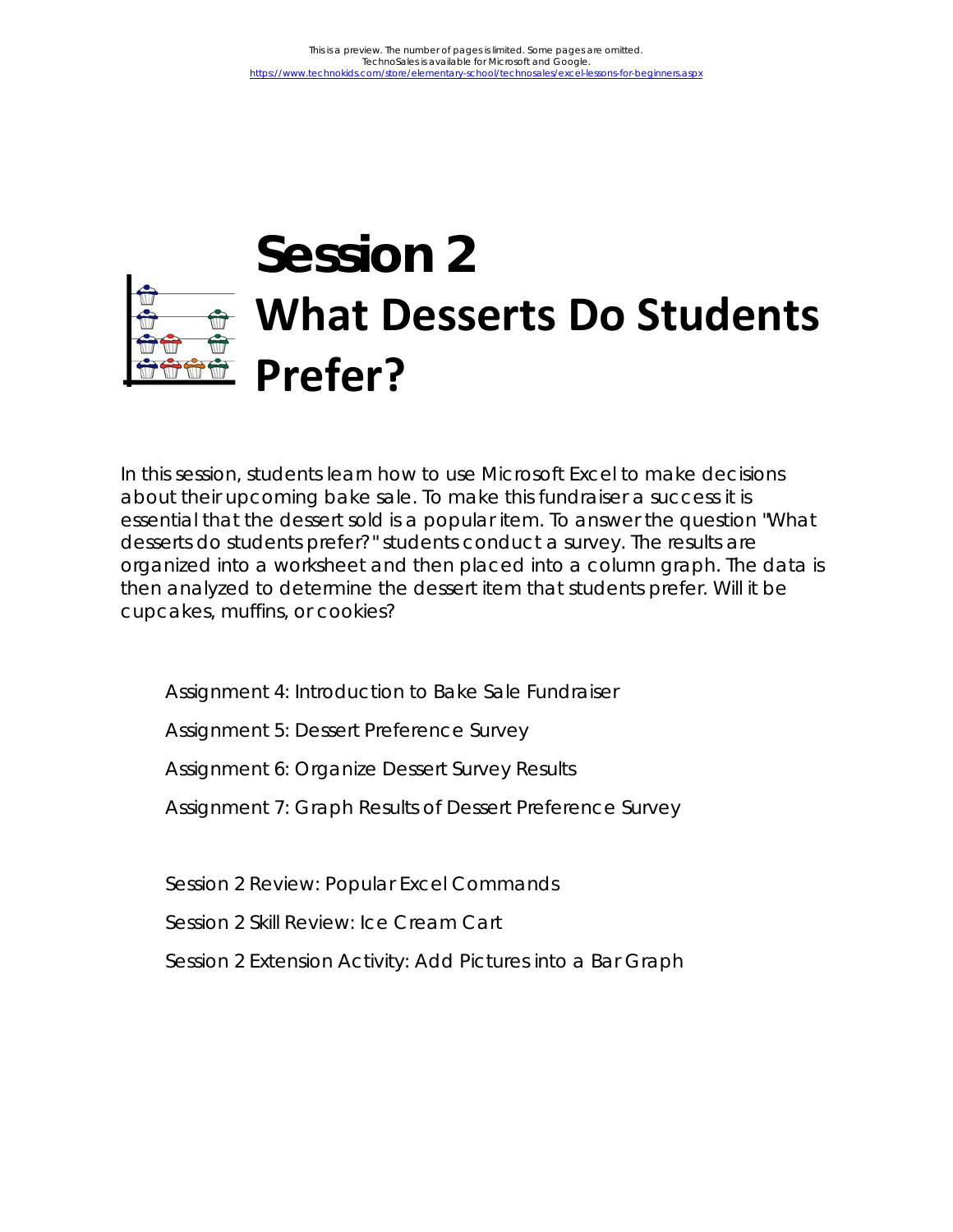# Session 2

## What Desserts Do Students Prefer?

In this session, students learn how to use Microsoft Excel to make decisions about their upcoming bake sale. To make this fundraiser a success it is essential that the dessert sold is a popular item. To answer the question "What desserts do students prefer?" students conduct a survey. The results are organized into a worksheet and then placed into a column graph. The data is then analyzed to determine the dessert item that students prefer. Will it be cupcakes, muffins, or cookies?

Assignment 4: Introduction to Bake Sale Fundraiser

Assignment 5: Dessert Preference Survey

Assignment 6: Organize Dessert Survey Results

Assignment 7: Graph Results of Dessert Preference Survey

Session 2 Review: Popular Excel Commands

Session 2 Skill Review: Ice Cream Cart

Session 2 Extension Activity: Add Pictures into a Bar Graph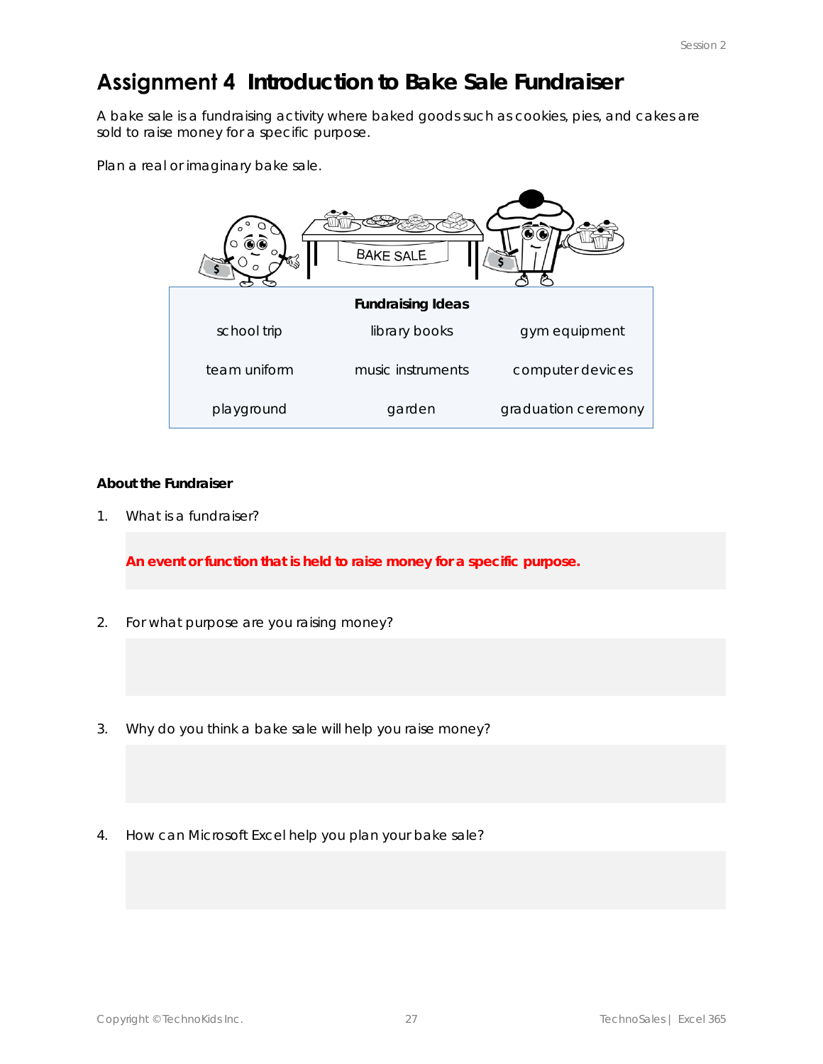# Assignment 4 Introduction to Bake Sale Fundraiser

A bake sale is a fundraising activity where baked goods such as cookies, pies, and cakes are sold to raise money for a specific purpose.

Plan a real or imaginary bake sale.

| Fundraising Ideas | | |
|---|---|---|
| school trip | library books | gym equipment |
| team uniform | music instruments | computer devices |
| playground | garden | graduation ceremony |

**About the Fundraiser**

1. What is a fundraiser?

   **An event or function that is held to raise money for a specific purpose.**

2. For what purpose are you raising money?

3. Why do you think a bake sale will help you raise money?

4. How can Microsoft Excel help you plan your bake sale?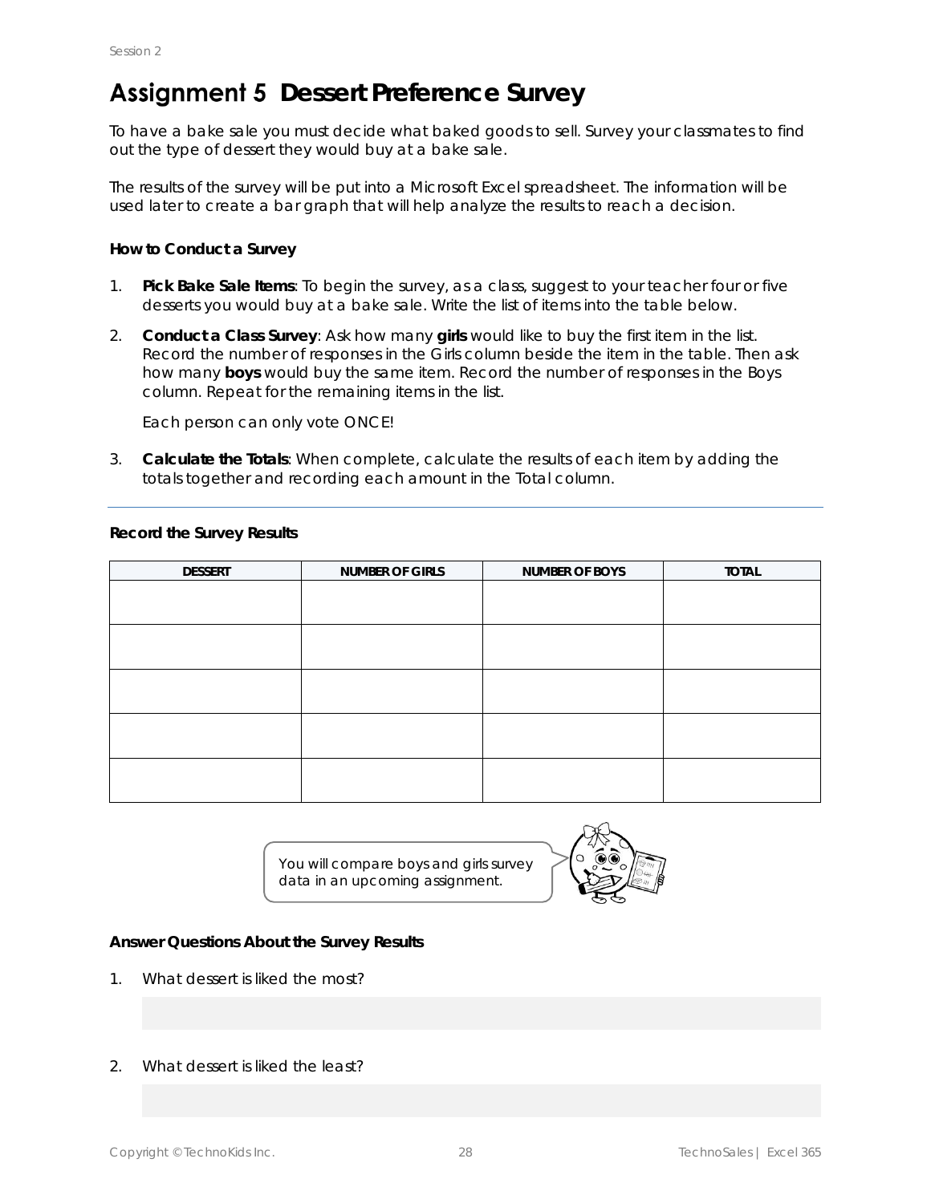# Assignment 5 Dessert Preference Survey

To have a bake sale you must decide what baked goods to sell. Survey your classmates to find out the type of dessert they would buy at a bake sale.

The results of the survey will be put into a Microsoft Excel spreadsheet. The information will be used later to create a bar graph that will help analyze the results to reach a decision.

### How to Conduct a Survey

1. **Pick Bake Sale Items**: To begin the survey, as a class, suggest to your teacher four or five desserts you would buy at a bake sale. Write the list of items into the table below.
2. **Conduct a Class Survey**: Ask how many **girls** would like to buy the first item in the list. Record the number of responses in the Girls column beside the item in the table. Then ask how many **boys** would buy the same item. Record the number of responses in the Boys column. Repeat for the remaining items in the list.

   Each person can only vote ONCE!
3. **Calculate the Totals**: When complete, calculate the results of each item by adding the totals together and recording each amount in the Total column.

---

### Record the Survey Results

| DESSERT | NUMBER OF GIRLS | NUMBER OF BOYS | TOTAL |
|---|---|---|---|
| | | | |
| | | | |
| | | | |
| | | | |
| | | | |

You will compare boys and girls survey data in an upcoming assignment.

### Answer Questions About the Survey Results

1. What dessert is liked the most?

2. What dessert is liked the least?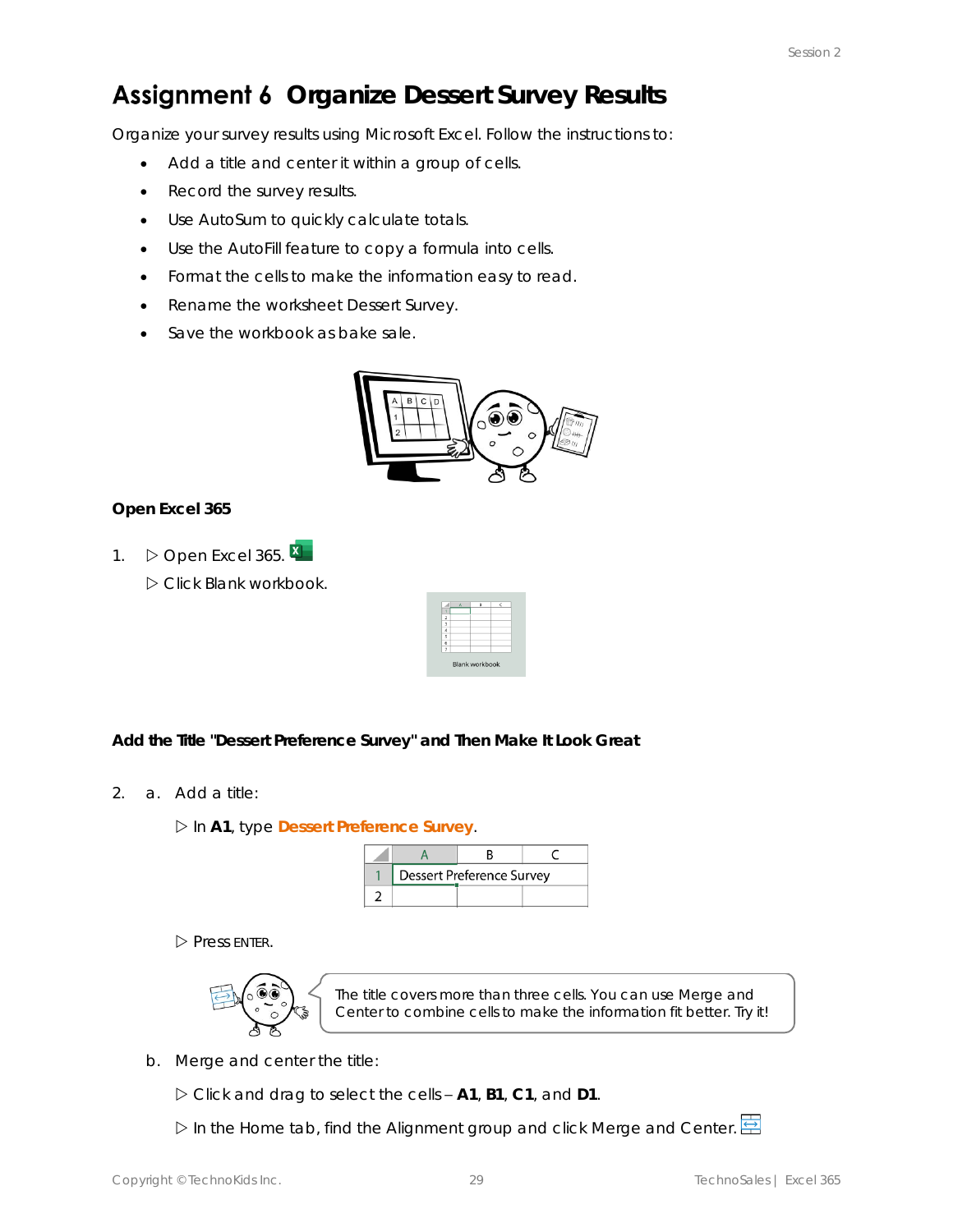# Assignment 6 Organize Dessert Survey Results

Organize your survey results using Microsoft Excel. Follow the instructions to:

- Add a title and center it within a group of cells.
- Record the survey results.
- Use AutoSum to quickly calculate totals.
- Use the AutoFill feature to copy a formula into cells.
- Format the cells to make the information easy to read.
- Rename the worksheet Dessert Survey.
- Save the workbook as bake sale.

**Open Excel 365**

1. ▷ Open Excel 365.

   ▷ Click Blank workbook.

**Add the Title "Dessert Preference Survey" and Then Make It Look Great**

2. a. Add a title:

   ▷ In **A1**, type **Dessert Preference Survey**.

| | A | B | C |
|---|---|---|---|
| 1 | Dessert Preference Survey | | |
| 2 | | | |

   ▷ Press ENTER.

   The title covers more than three cells. You can use Merge and Center to combine cells to make the information fit better. Try it!

   b. Merge and center the title:

   ▷ Click and drag to select the cells – **A1**, **B1**, **C1**, and **D1**.

   ▷ In the Home tab, find the Alignment group and click Merge and Center.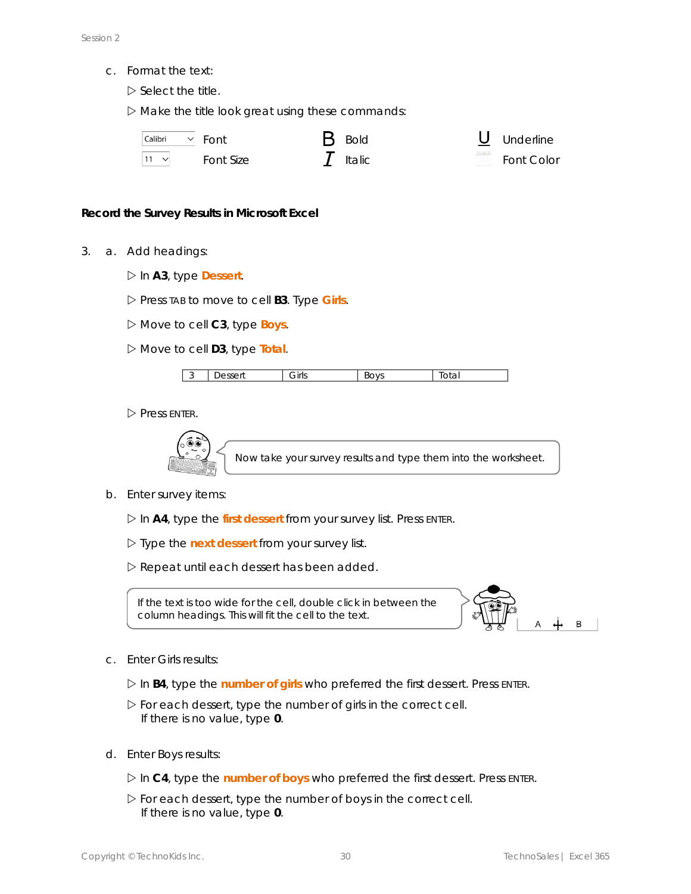c. Format the text:

▷ Select the title.

▷ Make the title look great using these commands:

| | | | | | |
|---|---|---|---|---|---|
| Calibri | Font | **B** | Bold | U | Underline |
| 11 | Font Size | *I* | Italic | | Font Color |

**Record the Survey Results in Microsoft Excel**

3. a. Add headings:

▷ In **A3**, type **Dessert**.

▷ Press TAB to move to cell **B3**. Type **Girls**.

▷ Move to cell **C3**, type **Boys**.

▷ Move to cell **D3**, type **Total**.

| 3 | Dessert | Girls | Boys | Total |
|---|---|---|---|---|

▷ Press ENTER.

Now take your survey results and type them into the worksheet.

b. Enter survey items:

▷ In **A4**, type the **first dessert** from your survey list. Press ENTER.

▷ Type the **next dessert** from your survey list.

▷ Repeat until each dessert has been added.

If the text is too wide for the cell, double click in between the column headings. This will fit the cell to the text.

c. Enter Girls results:

▷ In **B4**, type the **number of girls** who preferred the first dessert. Press ENTER.

▷ For each dessert, type the number of girls in the correct cell. If there is no value, type **0**.

d. Enter Boys results:

▷ In **C4**, type the **number of boys** who preferred the first dessert. Press ENTER.

▷ For each dessert, type the number of boys in the correct cell. If there is no value, type **0**.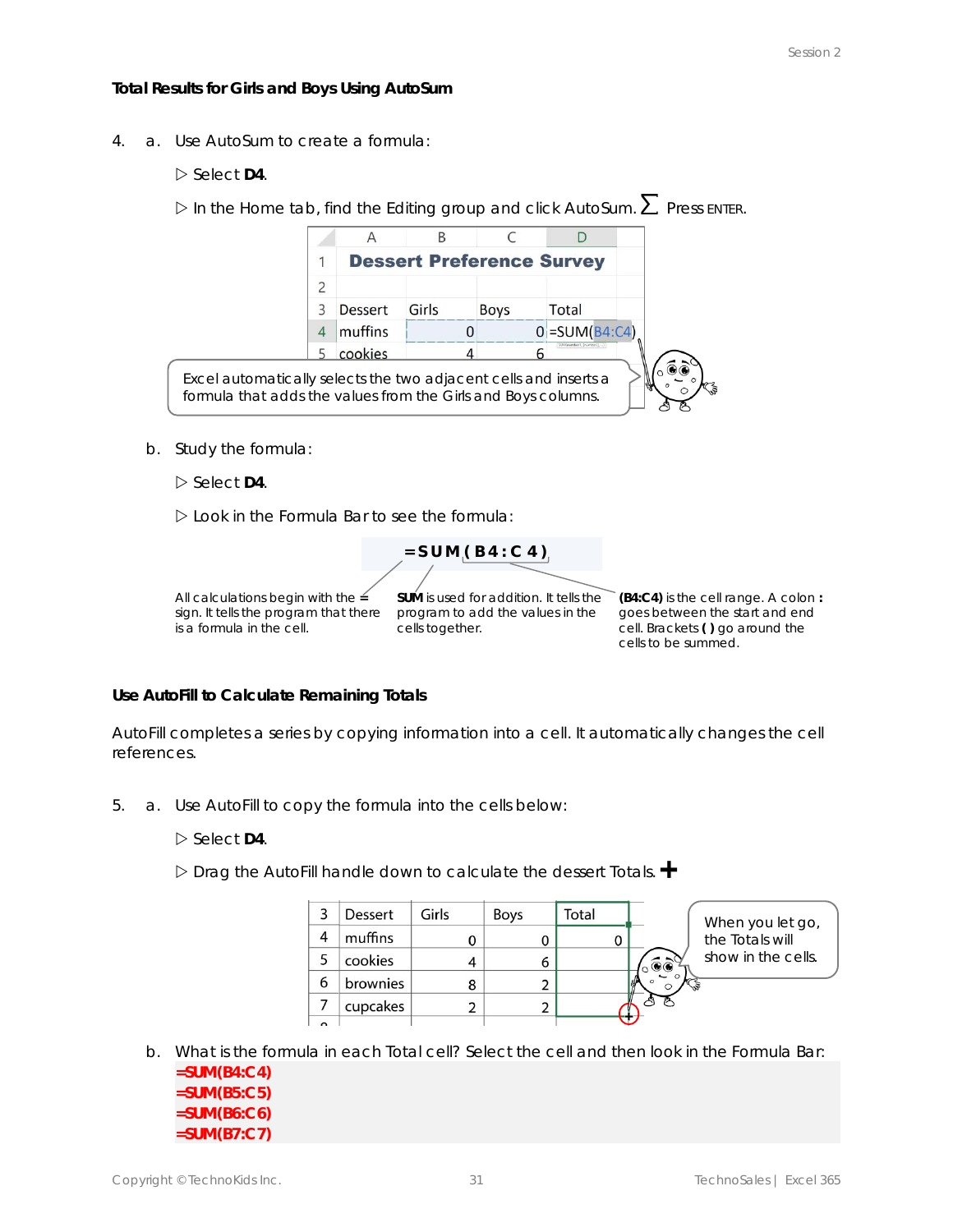### Total Results for Girls and Boys Using AutoSum

4. a. Use AutoSum to create a formula:

   ▷ Select **D4**.

   ▷ In the Home tab, find the Editing group and click AutoSum. ∑ Press ENTER.

| | A | B | C | D |
|---|---|---|---|---|
| 1 | Dessert Preference Survey | | | |
| 2 | | | | |
| 3 | Dessert | Girls | Boys | Total |
| 4 | muffins | 0 | 0 | =SUM(B4:C4) |
| 5 | cookies | 4 | 6 | |

Excel automatically selects the two adjacent cells and inserts a formula that adds the values from the Girls and Boys columns.

   b. Study the formula:

   ▷ Select **D4**.

   ▷ Look in the Formula Bar to see the formula:

**=SUM(B4:C4)**

All calculations begin with the **=** sign. It tells the program that there is a formula in the cell.

**SUM** is used for addition. It tells the program to add the values in the cells together.

**(B4:C4)** is the cell range. A colon **:** goes between the start and end cell. Brackets **( )** go around the cells to be summed.

### Use AutoFill to Calculate Remaining Totals

AutoFill completes a series by copying information into a cell. It automatically changes the cell references.

5. a. Use AutoFill to copy the formula into the cells below:

   ▷ Select **D4**.

   ▷ Drag the AutoFill handle down to calculate the dessert Totals. ✚

| 3 | Dessert | Girls | Boys | Total |
|---|---|---|---|---|
| 4 | muffins | 0 | 0 | 0 |
| 5 | cookies | 4 | 6 | |
| 6 | brownies | 8 | 2 | |
| 7 | cupcakes | 2 | 2 | |

When you let go, the Totals will show in the cells.

   b. What is the formula in each Total cell? Select the cell and then look in the Formula Bar:

**=SUM(B4:C4)**
**=SUM(B5:C5)**
**=SUM(B6:C6)**
**=SUM(B7:C7)**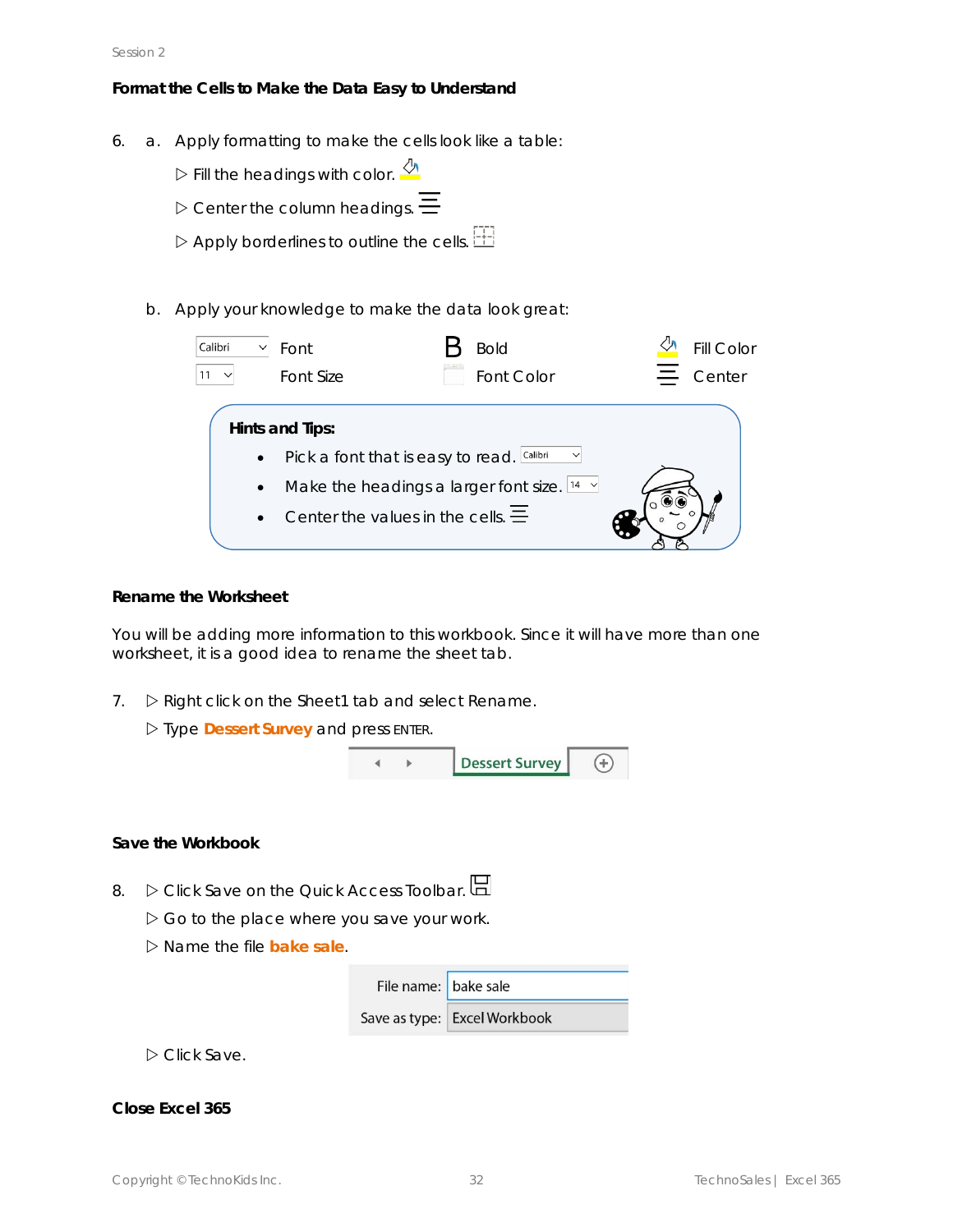### Format the Cells to Make the Data Easy to Understand

6. a. Apply formatting to make the cells look like a table:

   ▷ Fill the headings with color.

   ▷ Center the column headings.

   ▷ Apply borderlines to outline the cells.

   b. Apply your knowledge to make the data look great:

| | | |
|---|---|---|
| Calibri Font | Bold | Fill Color |
| 11 Font Size | Font Color | Center |

**Hints and Tips:**

- Pick a font that is easy to read. Calibri
- Make the headings a larger font size. 14
- Center the values in the cells.

### Rename the Worksheet

You will be adding more information to this workbook. Since it will have more than one worksheet, it is a good idea to rename the sheet tab.

7. ▷ Right click on the Sheet1 tab and select Rename.

   ▷ Type **Dessert Survey** and press ENTER.

   Dessert Survey

### Save the Workbook

8. ▷ Click Save on the Quick Access Toolbar.

   ▷ Go to the place where you save your work.

   ▷ Name the file **bake sale**.

   File name: bake sale

   Save as type: Excel Workbook

   ▷ Click Save.

### Close Excel 365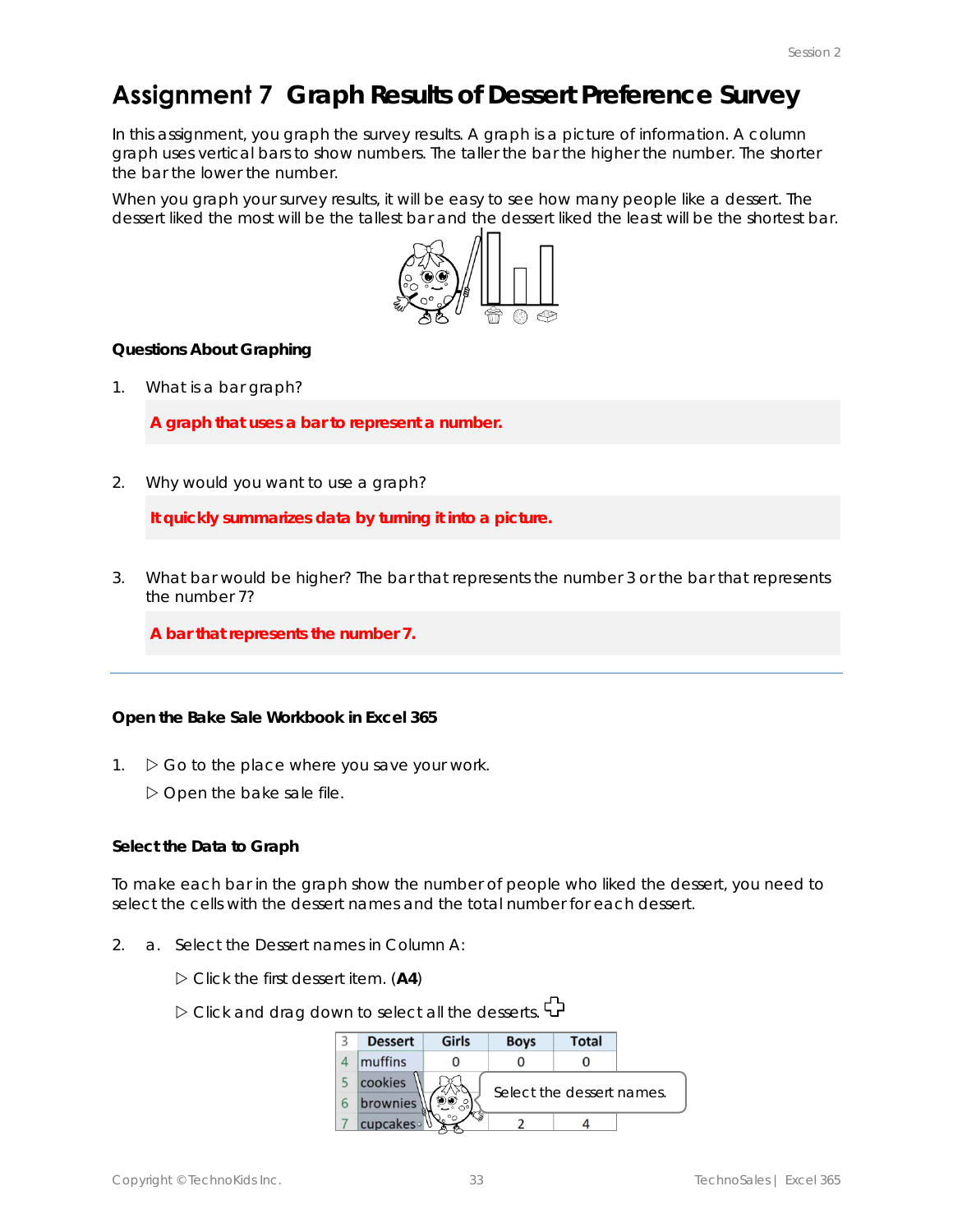# Assignment 7 Graph Results of Dessert Preference Survey

In this assignment, you graph the survey results. A graph is a picture of information. A column graph uses vertical bars to show numbers. The taller the bar the higher the number. The shorter the bar the lower the number.

When you graph your survey results, it will be easy to see how many people like a dessert. The dessert liked the most will be the tallest bar and the dessert liked the least will be the shortest bar.

### Questions About Graphing

1. What is a bar graph?

   **A graph that uses a bar to represent a number.**

2. Why would you want to use a graph?

   **It quickly summarizes data by turning it into a picture.**

3. What bar would be higher? The bar that represents the number 3 or the bar that represents the number 7?

   **A bar that represents the number 7.**

---

### Open the Bake Sale Workbook in Excel 365

1. ▷ Go to the place where you save your work.

   ▷ Open the bake sale file.

### Select the Data to Graph

To make each bar in the graph show the number of people who liked the dessert, you need to select the cells with the dessert names and the total number for each dessert.

2. a. Select the Dessert names in Column A:

   ▷ Click the first dessert item. (**A4**)

   ▷ Click and drag down to select all the desserts.

| 3 | Dessert | Girls | Boys | Total |
|---|---|---|---|---|
| 4 | muffins | 0 | 0 | 0 |
| 5 | cookies | | | |
| 6 | brownies | | | |
| 7 | cupcakes | | 2 | 4 |

Select the dessert names.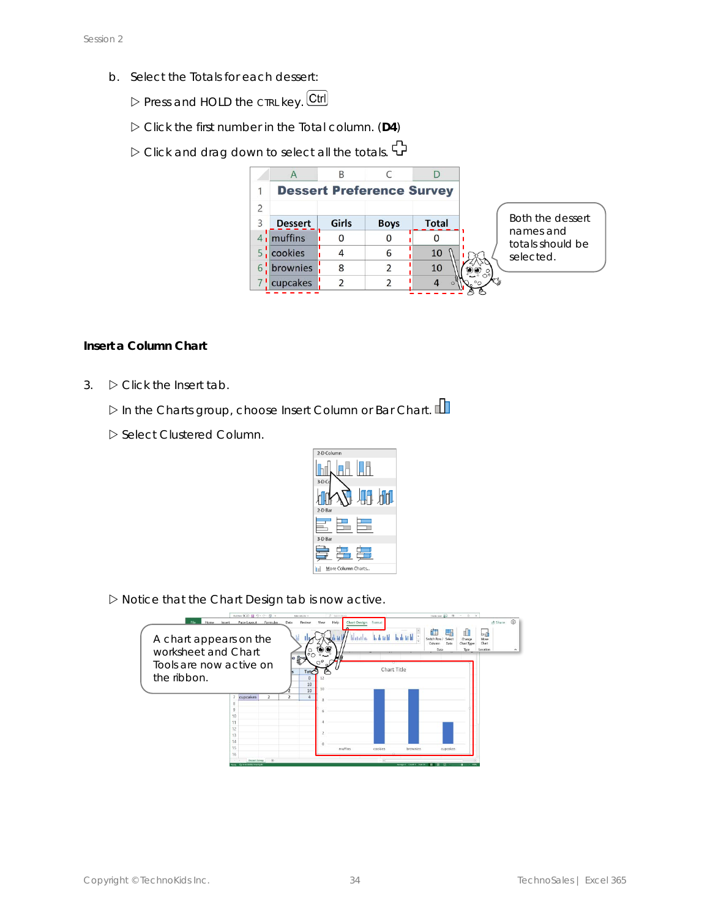b. Select the Totals for each dessert:

▷ Press and HOLD the CTRL key. Ctrl

▷ Click the first number in the Total column. (**D4**)

▷ Click and drag down to select all the totals.

| | A | B | C | D |
|---|---|---|---|---|
| 1 | Dessert Preference Survey | | | |
| 2 | | | | |
| 3 | Dessert | Girls | Boys | Total |
| 4 | muffins | 0 | 0 | 0 |
| 5 | cookies | 4 | 6 | 10 |
| 6 | brownies | 8 | 2 | 10 |
| 7 | cupcakes | 2 | 2 | 4 |

Both the dessert names and totals should be selected.

### Insert a Column Chart

3. ▷ Click the Insert tab.

   ▷ In the Charts group, choose Insert Column or Bar Chart.

   ▷ Select Clustered Column.

   ▷ Notice that the Chart Design tab is now active.

A chart appears on the worksheet and Chart Tools are now active on the ribbon.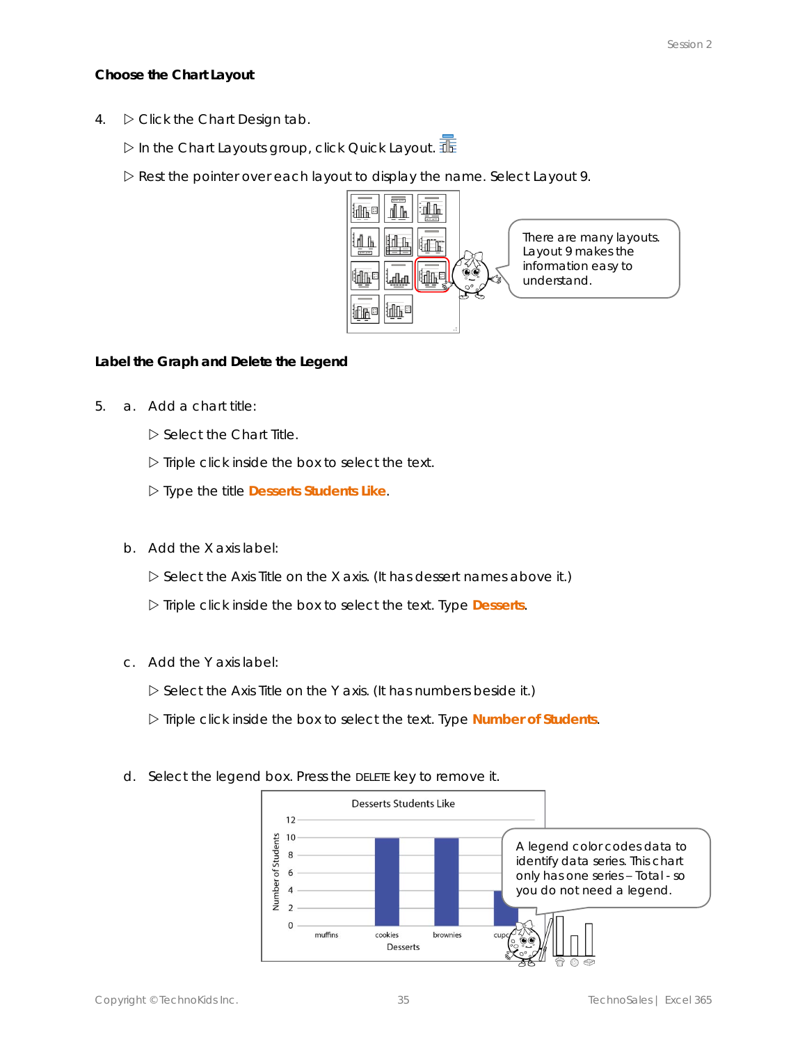### Choose the Chart Layout

4. ▷ Click the Chart Design tab.

   ▷ In the Chart Layouts group, click Quick Layout.

   ▷ Rest the pointer over each layout to display the name. Select Layout 9.

There are many layouts. Layout 9 makes the information easy to understand.

### Label the Graph and Delete the Legend

5. a. Add a chart title:

   ▷ Select the Chart Title.

   ▷ Triple click inside the box to select the text.

   ▷ Type the title **Desserts Students Like**.

   b. Add the X axis label:

   ▷ Select the Axis Title on the X axis. (It has dessert names above it.)

   ▷ Triple click inside the box to select the text. Type **Desserts**.

   c. Add the Y axis label:

   ▷ Select the Axis Title on the Y axis. (It has numbers beside it.)

   ▷ Triple click inside the box to select the text. Type **Number of Students**.

   d. Select the legend box. Press the DELETE key to remove it.

A legend color codes data to identify data series. This chart only has one series – Total - so you do not need a legend.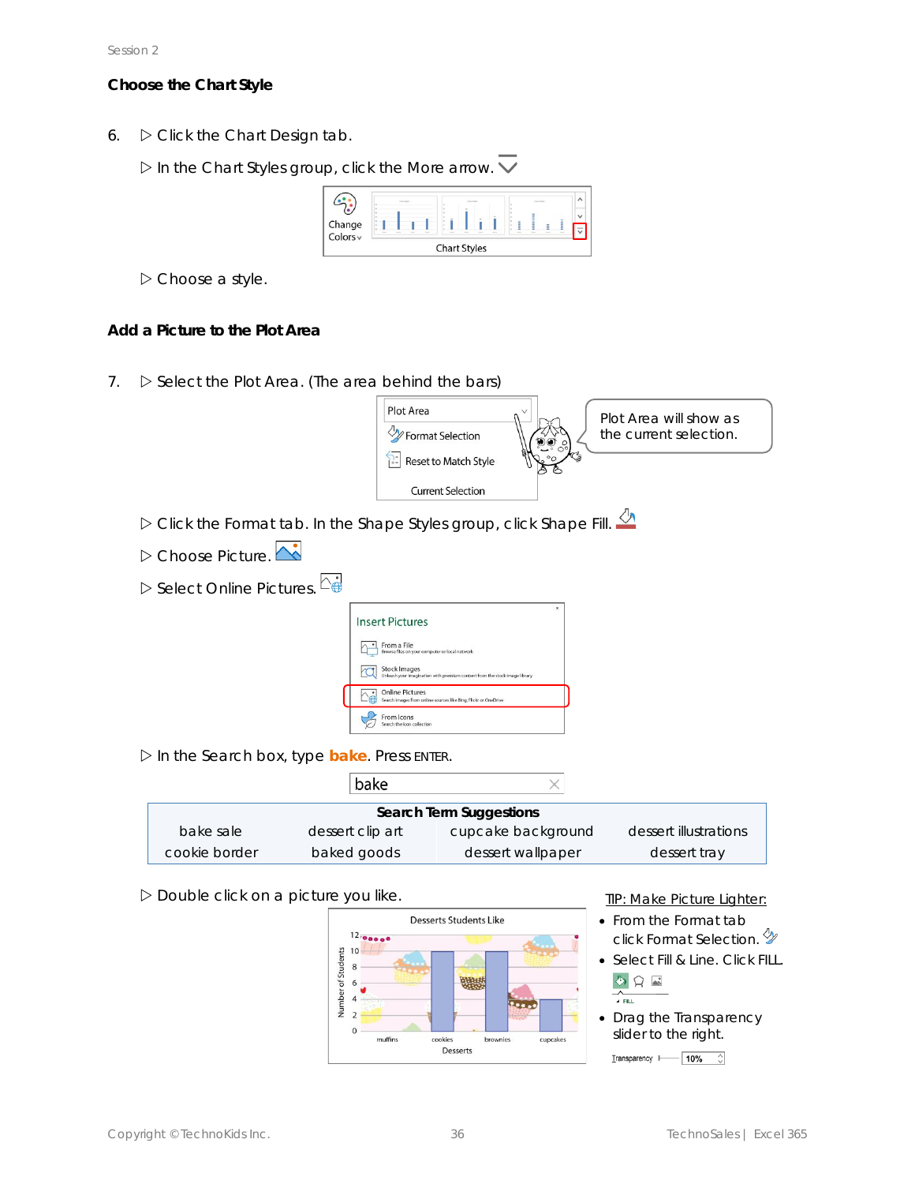## Choose the Chart Style

6. ▷ Click the Chart Design tab.

   ▷ In the Chart Styles group, click the More arrow.

   ▷ Choose a style.

## Add a Picture to the Plot Area

7. ▷ Select the Plot Area. (The area behind the bars)

   Plot Area will show as the current selection.

   ▷ Click the Format tab. In the Shape Styles group, click Shape Fill.

   ▷ Choose Picture.

   ▷ Select Online Pictures.

   ▷ In the Search box, type **bake**. Press ENTER.

| Search Term Suggestions | | | |
|---|---|---|---|
| bake sale | dessert clip art | cupcake background | dessert illustrations |
| cookie border | baked goods | dessert wallpaper | dessert tray |

   ▷ Double click on a picture you like.

**TIP: Make Picture Lighter:**

- From the Format tab click Format Selection.
- Select Fill & Line. Click FILL.
- Drag the Transparency slider to the right.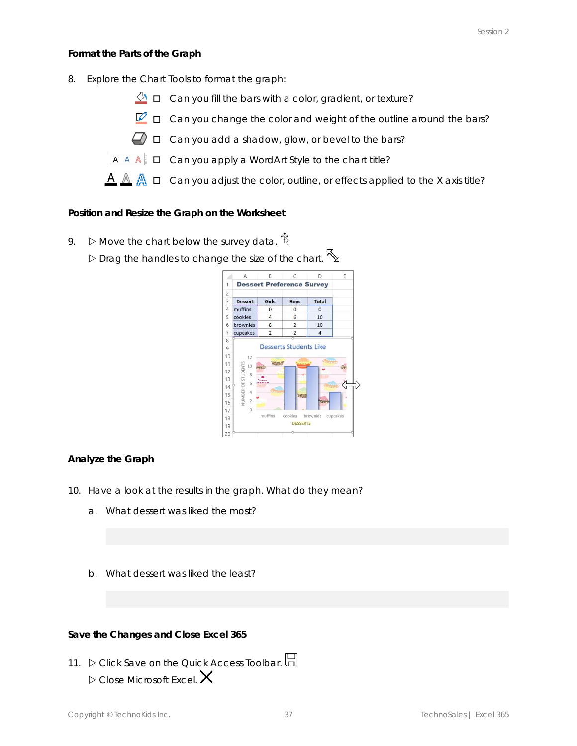### Format the Parts of the Graph

8. Explore the Chart Tools to format the graph:

   - ☐ Can you fill the bars with a color, gradient, or texture?
   - ☐ Can you change the color and weight of the outline around the bars?
   - ☐ Can you add a shadow, glow, or bevel to the bars?
   - ☐ Can you apply a WordArt Style to the chart title?
   - ☐ Can you adjust the color, outline, or effects applied to the X axis title?

### Position and Resize the Graph on the Worksheet

9. ▷ Move the chart below the survey data.
   ▷ Drag the handles to change the size of the chart.

### Analyze the Graph

10. Have a look at the results in the graph. What do they mean?

    a. What dessert was liked the most?

    b. What dessert was liked the least?

### Save the Changes and Close Excel 365

11. ▷ Click Save on the Quick Access Toolbar.
    ▷ Close Microsoft Excel.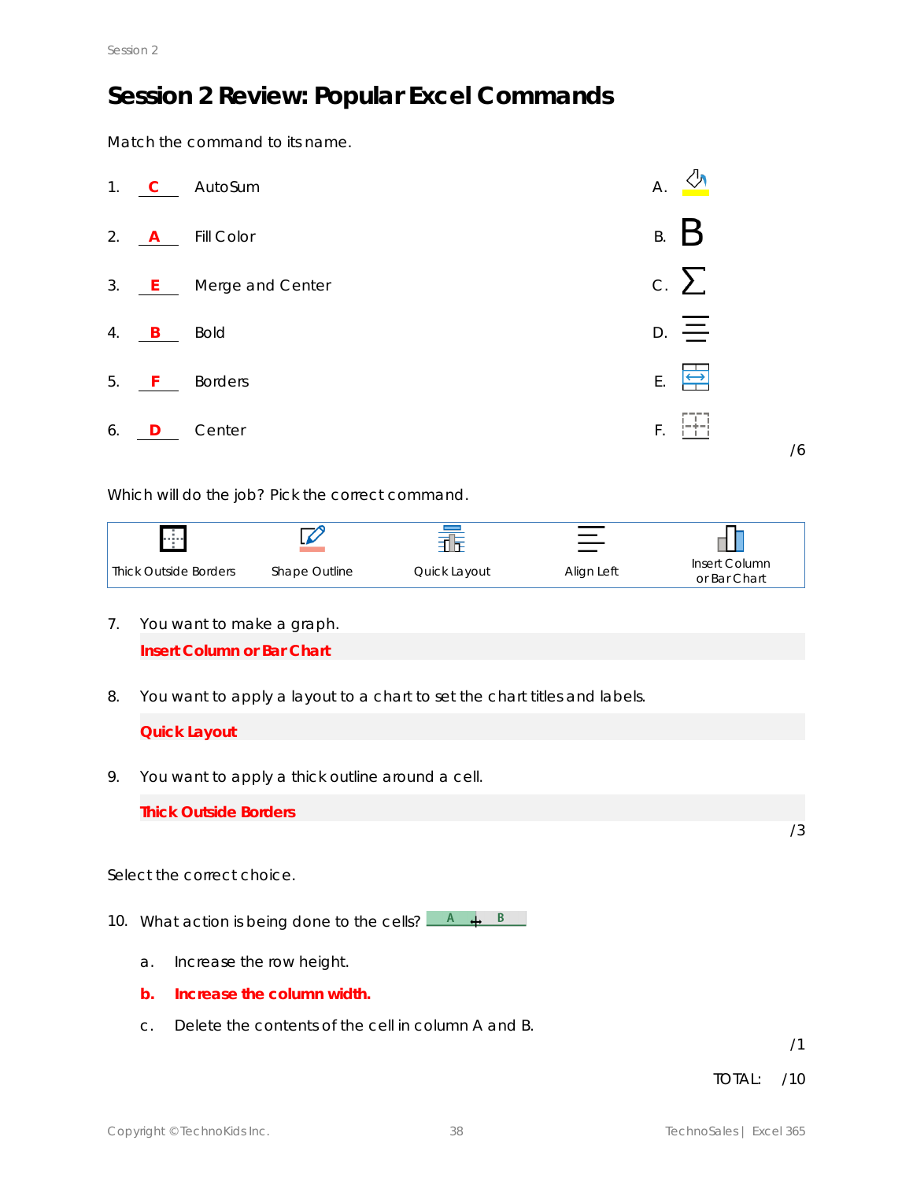# Session 2 Review: Popular Excel Commands

Match the command to its name.

1. **C** AutoSum
2. **A** Fill Color
3. **E** Merge and Center
4. **B** Bold
5. **F** Borders
6. **D** Center

A. (Fill Color icon)
B. B
C. ∑
D. (Center icon)
E. (Merge and Center icon)
F. (Borders icon)

/6

Which will do the job? Pick the correct command.

| Thick Outside Borders | Shape Outline | Quick Layout | Align Left | Insert Column or Bar Chart |
|---|---|---|---|---|

7. You want to make a graph.

   **Insert Column or Bar Chart**

8. You want to apply a layout to a chart to set the chart titles and labels.

   **Quick Layout**

9. You want to apply a thick outline around a cell.

   **Thick Outside Borders**

/3

Select the correct choice.

10. What action is being done to the cells? (A ↔ B)

    a. Increase the row height.

    **b. Increase the column width.**

    c. Delete the contents of the cell in column A and B.

/1

TOTAL: /10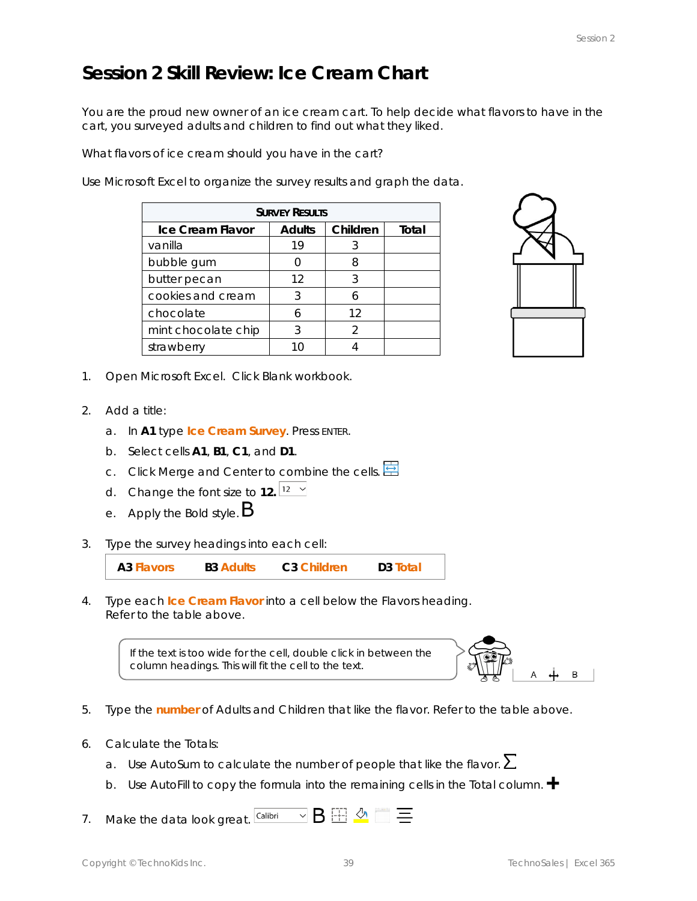# Session 2 Skill Review: Ice Cream Chart

You are the proud new owner of an ice cream cart. To help decide what flavors to have in the cart, you surveyed adults and children to find out what they liked.

What flavors of ice cream should you have in the cart?

Use Microsoft Excel to organize the survey results and graph the data.

| Survey Results | | | |
|---|---|---|---|
| **Ice Cream Flavor** | **Adults** | **Children** | **Total** |
| vanilla | 19 | 3 | |
| bubble gum | 0 | 8 | |
| butter pecan | 12 | 3 | |
| cookies and cream | 3 | 6 | |
| chocolate | 6 | 12 | |
| mint chocolate chip | 3 | 2 | |
| strawberry | 10 | 4 | |

1. Open Microsoft Excel. Click Blank workbook.

2. Add a title:
   a. In **A1** type **Ice Cream Survey**. Press ENTER.
   b. Select cells **A1**, **B1**, **C1**, and **D1**.
   c. Click Merge and Center to combine the cells.
   d. Change the font size to **12.**
   e. Apply the Bold style. **B**

3. Type the survey headings into each cell:

   | **A3 Flavors** | **B3 Adults** | **C3 Children** | **D3 Total** |
   |---|---|---|---|

4. Type each **Ice Cream Flavor** into a cell below the Flavors heading. Refer to the table above.

   If the text is too wide for the cell, double click in between the column headings. This will fit the cell to the text.

5. Type the **number** of Adults and Children that like the flavor. Refer to the table above.

6. Calculate the Totals:
   a. Use AutoSum to calculate the number of people that like the flavor. Σ
   b. Use AutoFill to copy the formula into the remaining cells in the Total column. ✚

7. Make the data look great. Calibri **B**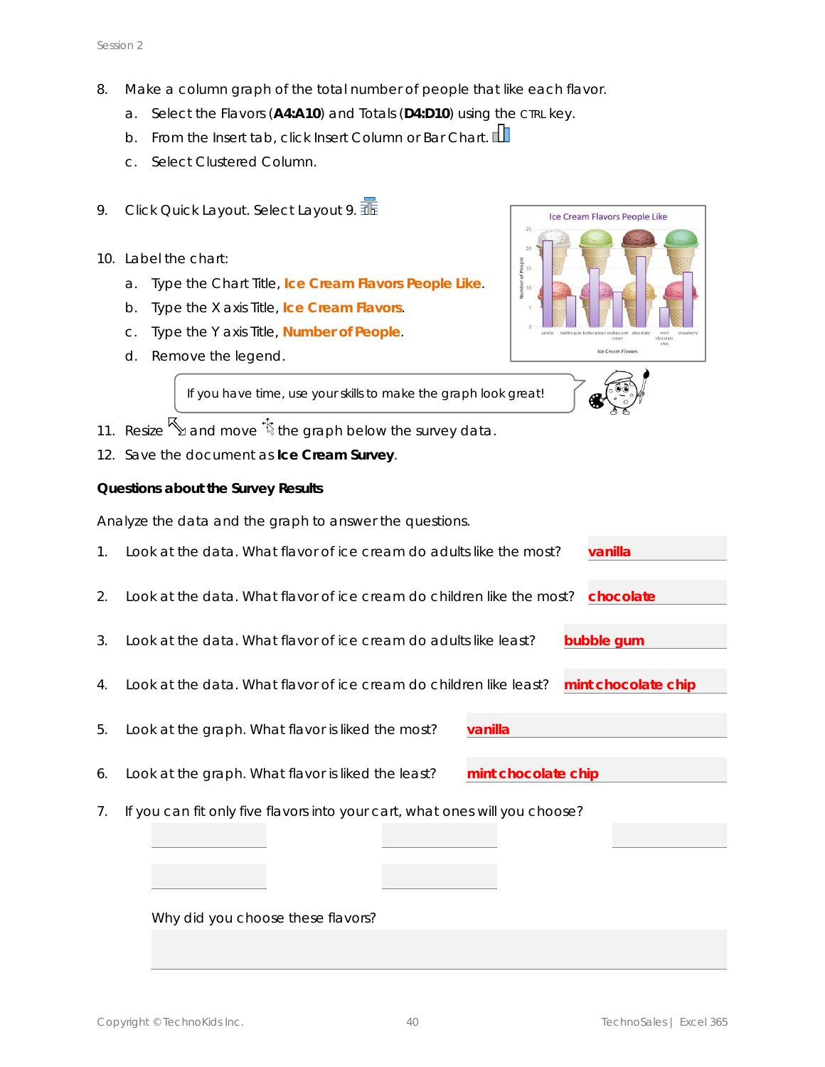8. Make a column graph of the total number of people that like each flavor.
   a. Select the Flavors (**A4:A10**) and Totals (**D4:D10**) using the CTRL key.
   b. From the Insert tab, click Insert Column or Bar Chart.
   c. Select Clustered Column.

9. Click Quick Layout. Select Layout 9.

10. Label the chart:
    a. Type the Chart Title, **Ice Cream Flavors People Like**.
    b. Type the X axis Title, **Ice Cream Flavors**.
    c. Type the Y axis Title, **Number of People**.
    d. Remove the legend.

If you have time, use your skills to make the graph look great!

11. Resize and move the graph below the survey data.
12. Save the document as **Ice Cream Survey**.

**Questions about the Survey Results**

Analyze the data and the graph to answer the questions.

1. Look at the data. What flavor of ice cream do adults like the most? **vanilla**

2. Look at the data. What flavor of ice cream do children like the most? **chocolate**

3. Look at the data. What flavor of ice cream do adults like least? **bubble gum**

4. Look at the data. What flavor of ice cream do children like least? **mint chocolate chip**

5. Look at the graph. What flavor is liked the most? **vanilla**

6. Look at the graph. What flavor is liked the least? **mint chocolate chip**

7. If you can fit only five flavors into your cart, what ones will you choose?

   Why did you choose these flavors?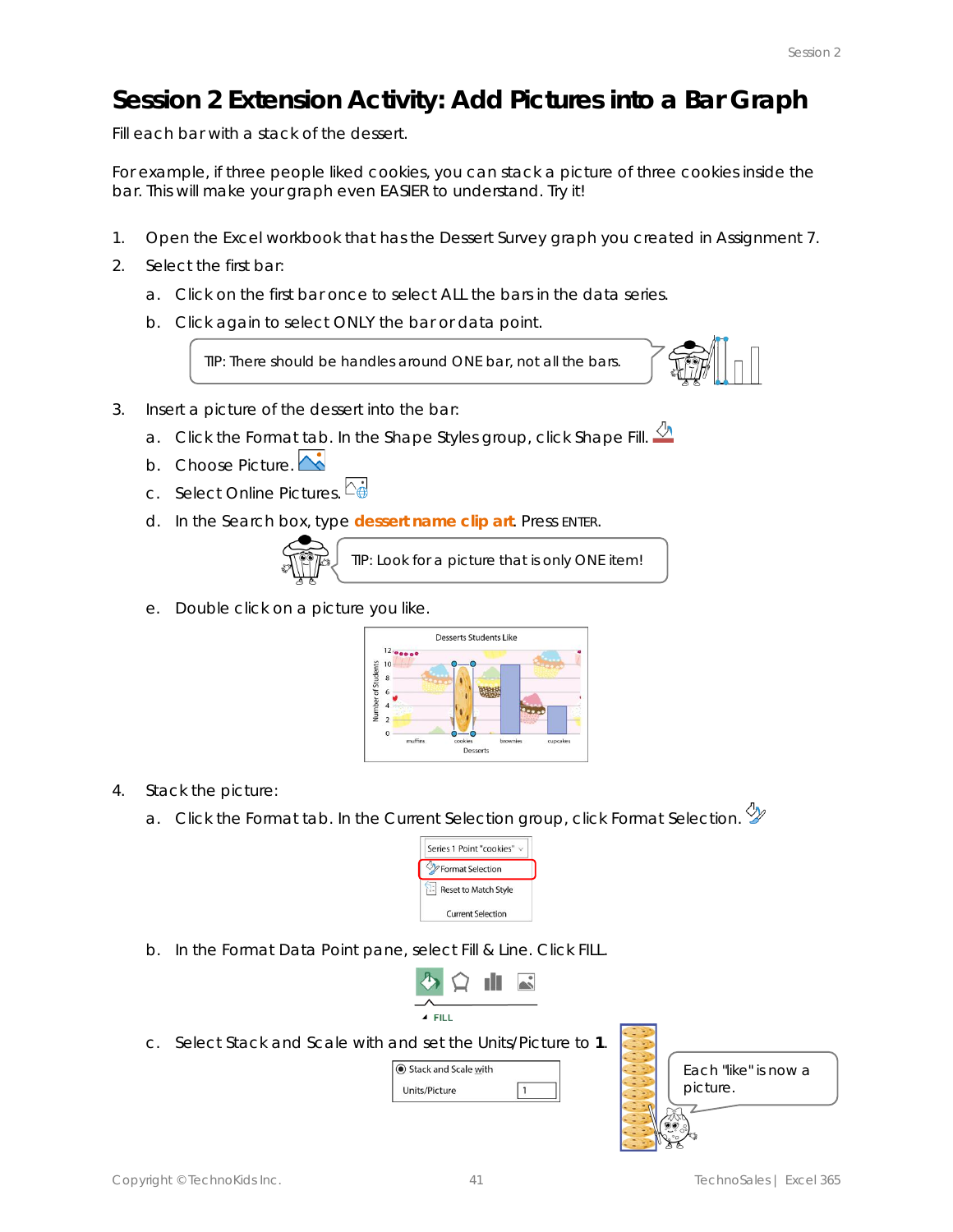# Session 2 Extension Activity: Add Pictures into a Bar Graph

Fill each bar with a stack of the dessert.

For example, if three people liked cookies, you can stack a picture of three cookies inside the bar. This will make your graph even EASIER to understand. Try it!

1. Open the Excel workbook that has the Dessert Survey graph you created in Assignment 7.
2. Select the first bar:
   a. Click on the first bar once to select ALL the bars in the data series.
   b. Click again to select ONLY the bar or data point.

   TIP: There should be handles around ONE bar, not all the bars.

3. Insert a picture of the dessert into the bar:
   a. Click the Format tab. In the Shape Styles group, click Shape Fill.
   b. Choose Picture.
   c. Select Online Pictures.
   d. In the Search box, type **dessert name clip art**. Press ENTER.

   TIP: Look for a picture that is only ONE item!

   e. Double click on a picture you like.

4. Stack the picture:
   a. Click the Format tab. In the Current Selection group, click Format Selection.
   b. In the Format Data Point pane, select Fill & Line. Click FILL.
   c. Select Stack and Scale with and set the Units/Picture to **1**.

   Each "like" is now a picture.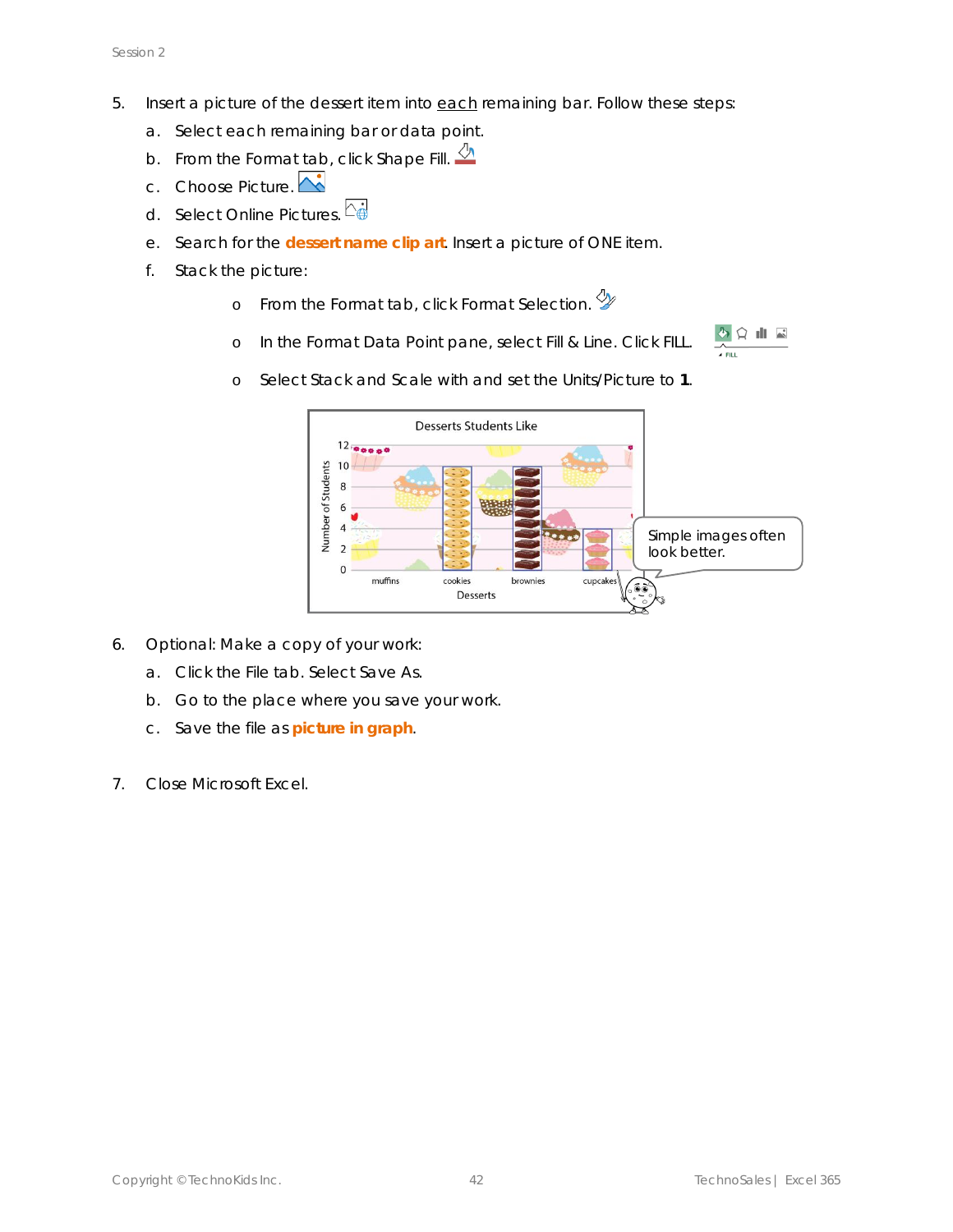5. Insert a picture of the dessert item into each remaining bar. Follow these steps:
   a. Select each remaining bar or data point.
   b. From the Format tab, click Shape Fill.
   c. Choose Picture.
   d. Select Online Pictures.
   e. Search for the **dessert name clip art**. Insert a picture of ONE item.
   f. Stack the picture:
      - From the Format tab, click Format Selection.
      - In the Format Data Point pane, select Fill & Line. Click FILL.
      - Select Stack and Scale with and set the Units/Picture to **1**.

Simple images often look better.

6. Optional: Make a copy of your work:
   a. Click the File tab. Select Save As.
   b. Go to the place where you save your work.
   c. Save the file as **picture in graph**.

7. Close Microsoft Excel.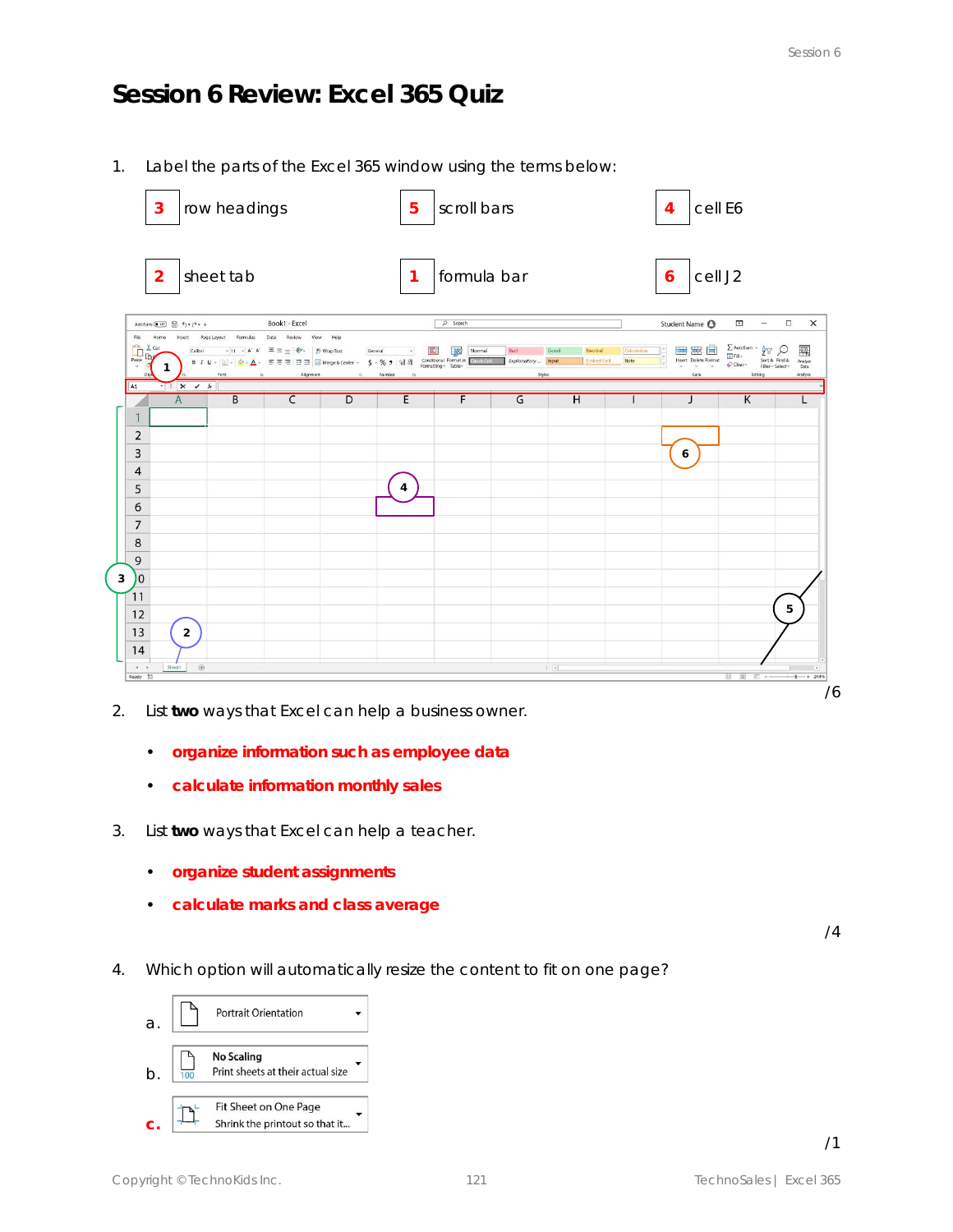# Session 6 Review: Excel 365 Quiz

1. Label the parts of the Excel 365 window using the terms below:

| | | | | | |
|---|---|---|---|---|---|
| **3** | row headings | **5** | scroll bars | **4** | cell E6 |
| **2** | sheet tab | **1** | formula bar | **6** | cell J2 |

/6

2. List **two** ways that Excel can help a business owner.

   - **organize information such as employee data**
   - **calculate information monthly sales**

3. List **two** ways that Excel can help a teacher.

   - **organize student assignments**
   - **calculate marks and class average**

/4

4. Which option will automatically resize the content to fit on one page?

   a. Portrait Orientation

   b. No Scaling — Print sheets at their actual size

   **c.** Fit Sheet on One Page — Shrink the printout so that it...

/1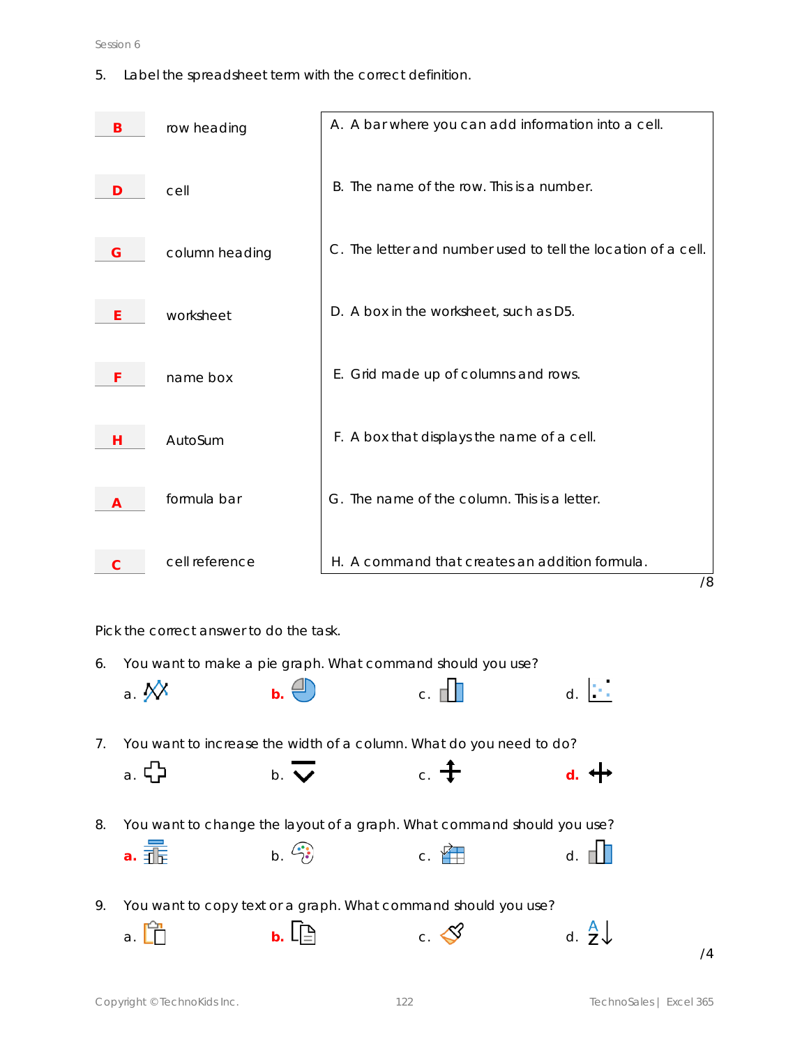5. Label the spreadsheet term with the correct definition.

| Answer | Term | Definition |
|---|---|---|
| **B** | row heading | A. A bar where you can add information into a cell. |
| **D** | cell | B. The name of the row. This is a number. |
| **G** | column heading | C. The letter and number used to tell the location of a cell. |
| **E** | worksheet | D. A box in the worksheet, such as D5. |
| **F** | name box | E. Grid made up of columns and rows. |
| **H** | AutoSum | F. A box that displays the name of a cell. |
| **A** | formula bar | G. The name of the column. This is a letter. |
| **C** | cell reference | H. A command that creates an addition formula. |

/8

Pick the correct answer to do the task.

6. You want to make a pie graph. What command should you use?

   a. &nbsp;&nbsp;&nbsp; **b.** &nbsp;&nbsp;&nbsp; c. &nbsp;&nbsp;&nbsp; d.

7. You want to increase the width of a column. What do you need to do?

   a. &nbsp;&nbsp;&nbsp; b. &nbsp;&nbsp;&nbsp; c. &nbsp;&nbsp;&nbsp; **d.**

8. You want to change the layout of a graph. What command should you use?

   **a.** &nbsp;&nbsp;&nbsp; b. &nbsp;&nbsp;&nbsp; c. &nbsp;&nbsp;&nbsp; d.

9. You want to copy text or a graph. What command should you use?

   a. &nbsp;&nbsp;&nbsp; **b.** &nbsp;&nbsp;&nbsp; c. &nbsp;&nbsp;&nbsp; d.

/4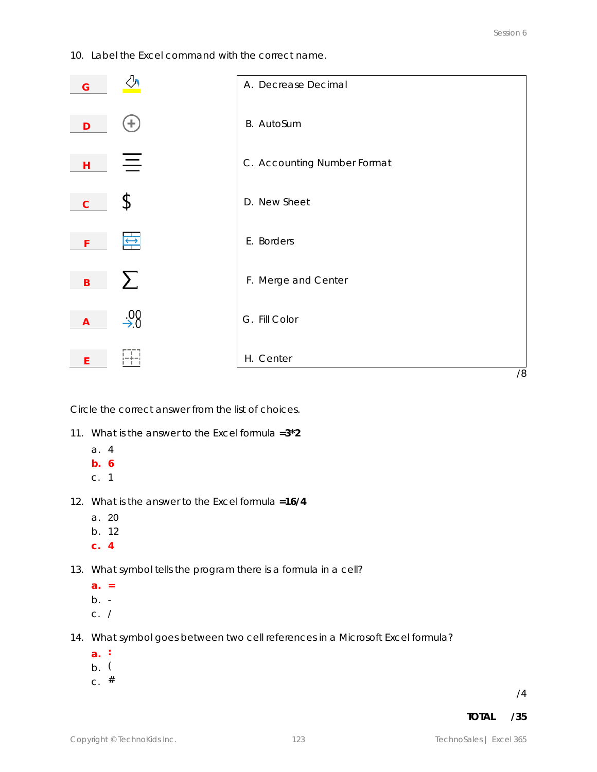10. Label the Excel command with the correct name.

| Answer | Icon | Name |
|---|---|---|
| G | | A. Decrease Decimal |
| D | | B. AutoSum |
| H | | C. Accounting Number Format |
| C | $ | D. New Sheet |
| F | | E. Borders |
| B | ∑ | F. Merge and Center |
| A | | G. Fill Color |
| E | | H. Center |

/8

Circle the correct answer from the list of choices.

11. What is the answer to the Excel formula **=3*2**
    - a. 4
    - **b. 6**
    - c. 1

12. What is the answer to the Excel formula **=16/4**
    - a. 20
    - b. 12
    - **c. 4**

13. What symbol tells the program there is a formula in a cell?
    - **a. =**
    - b. -
    - c. /

14. What symbol goes between two cell references in a Microsoft Excel formula?
    - **a. :**
    - b. (
    - c. #

/4

**TOTAL /35**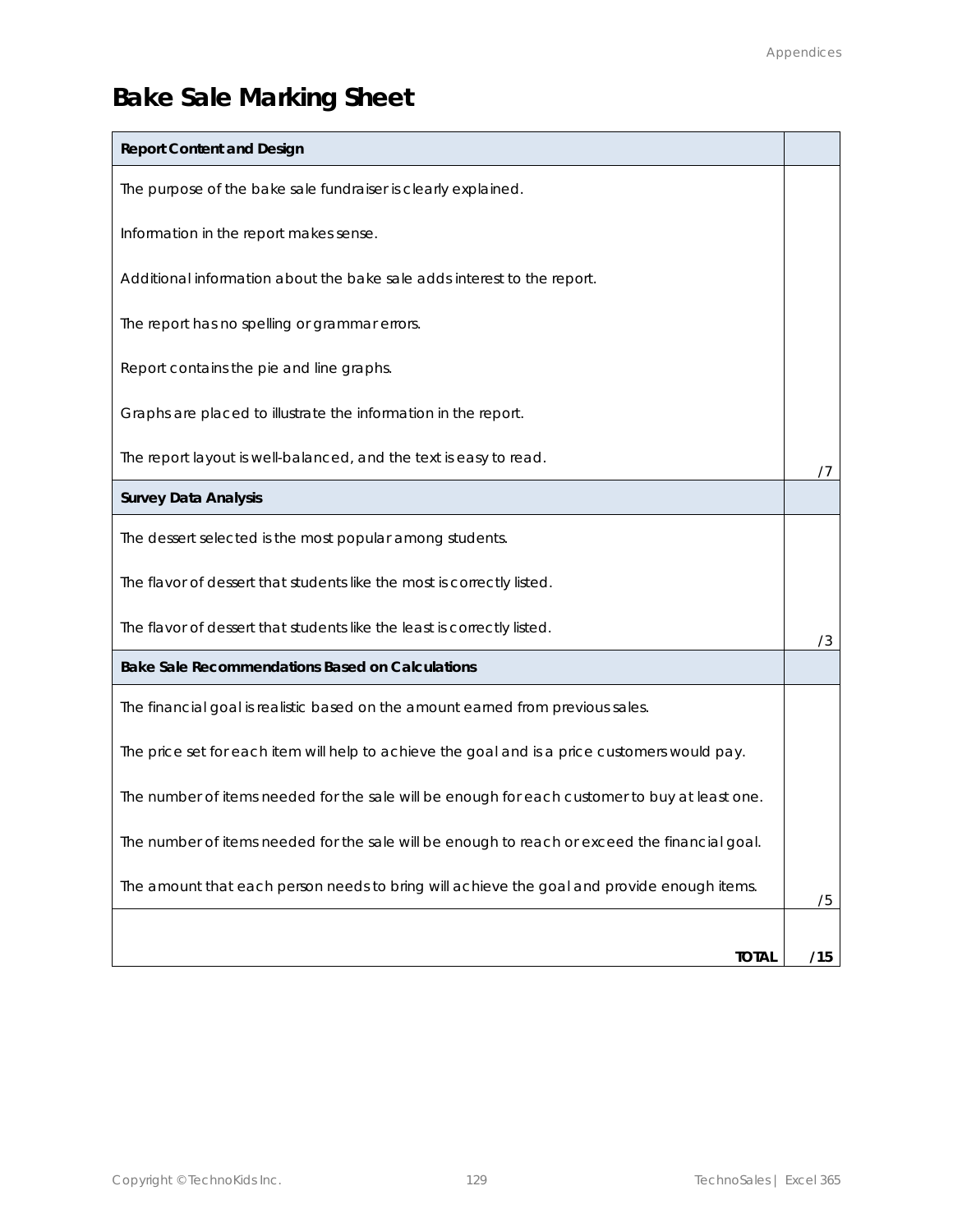# Bake Sale Marking Sheet

| Report Content and Design | |
|---|---|
| The purpose of the bake sale fundraiser is clearly explained. | |
| Information in the report makes sense. | |
| Additional information about the bake sale adds interest to the report. | |
| The report has no spelling or grammar errors. | |
| Report contains the pie and line graphs. | |
| Graphs are placed to illustrate the information in the report. | |
| The report layout is well-balanced, and the text is easy to read. | /7 |
| **Survey Data Analysis** | |
| The dessert selected is the most popular among students. | |
| The flavor of dessert that students like the most is correctly listed. | |
| The flavor of dessert that students like the least is correctly listed. | /3 |
| **Bake Sale Recommendations Based on Calculations** | |
| The financial goal is realistic based on the amount earned from previous sales. | |
| The price set for each item will help to achieve the goal and is a price customers would pay. | |
| The number of items needed for the sale will be enough for each customer to buy at least one. | |
| The number of items needed for the sale will be enough to reach or exceed the financial goal. | |
| The amount that each person needs to bring will achieve the goal and provide enough items. | /5 |
| **TOTAL** | **/15** |